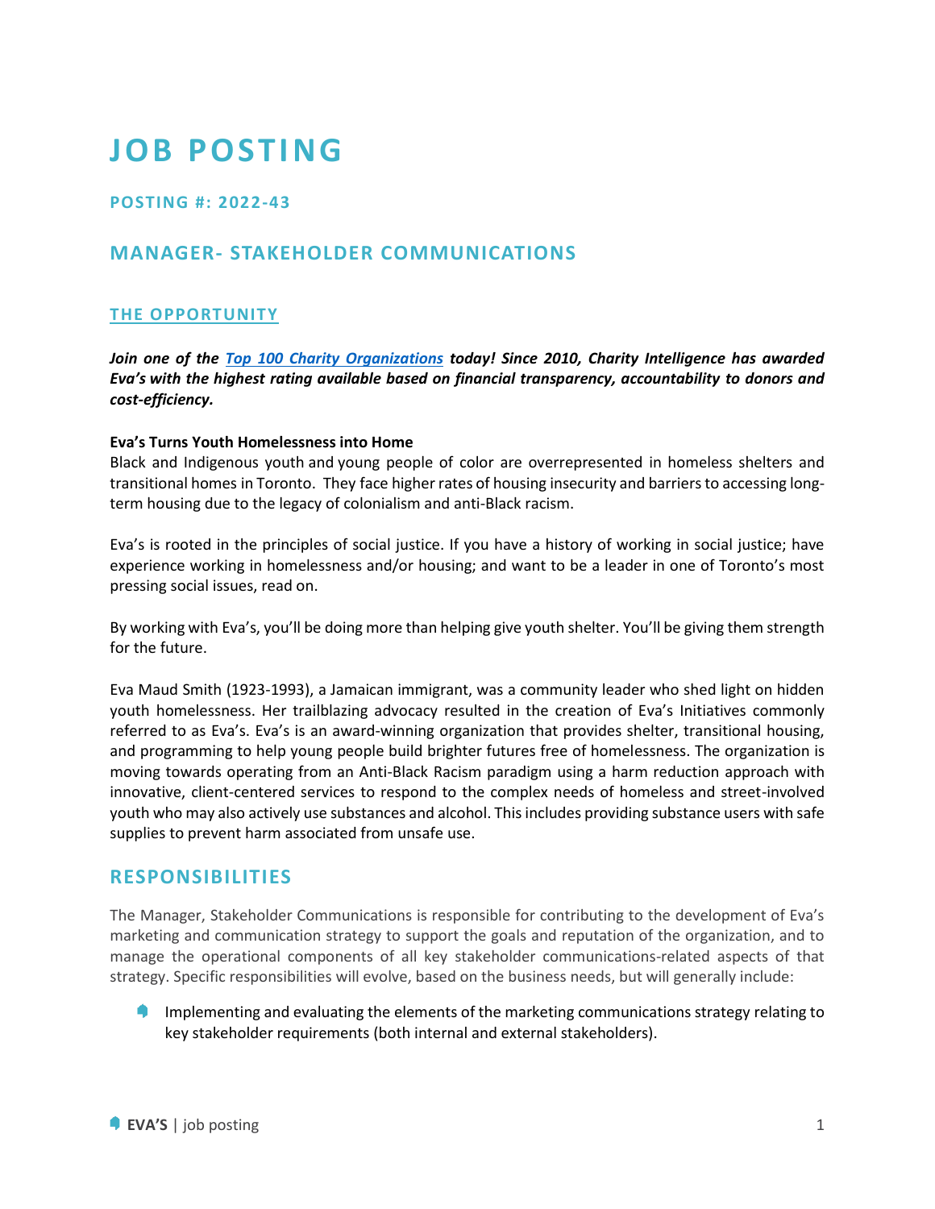# JOB POSTING

### POSTING #: 2022-43

## MANAGER- STAKEHOLDER COMMUNICATIONS

### THE OPPORTUNITY

***Join one of the [Top 100 Charity Organizations](#) today! Since 2010, Charity Intelligence has awarded Eva's with the highest rating available based on financial transparency, accountability to donors and cost-efficiency.***

**Eva's Turns Youth Homelessness into Home**

Black and Indigenous youth and young people of color are overrepresented in homeless shelters and transitional homes in Toronto. They face higher rates of housing insecurity and barriers to accessing long-term housing due to the legacy of colonialism and anti-Black racism.

Eva's is rooted in the principles of social justice. If you have a history of working in social justice; have experience working in homelessness and/or housing; and want to be a leader in one of Toronto's most pressing social issues, read on.

By working with Eva's, you'll be doing more than helping give youth shelter. You'll be giving them strength for the future.

Eva Maud Smith (1923-1993), a Jamaican immigrant, was a community leader who shed light on hidden youth homelessness. Her trailblazing advocacy resulted in the creation of Eva's Initiatives commonly referred to as Eva's. Eva's is an award-winning organization that provides shelter, transitional housing, and programming to help young people build brighter futures free of homelessness. The organization is moving towards operating from an Anti-Black Racism paradigm using a harm reduction approach with innovative, client-centered services to respond to the complex needs of homeless and street-involved youth who may also actively use substances and alcohol. This includes providing substance users with safe supplies to prevent harm associated from unsafe use.

## RESPONSIBILITIES

The Manager, Stakeholder Communications is responsible for contributing to the development of Eva's marketing and communication strategy to support the goals and reputation of the organization, and to manage the operational components of all key stakeholder communications-related aspects of that strategy. Specific responsibilities will evolve, based on the business needs, but will generally include:

- Implementing and evaluating the elements of the marketing communications strategy relating to key stakeholder requirements (both internal and external stakeholders).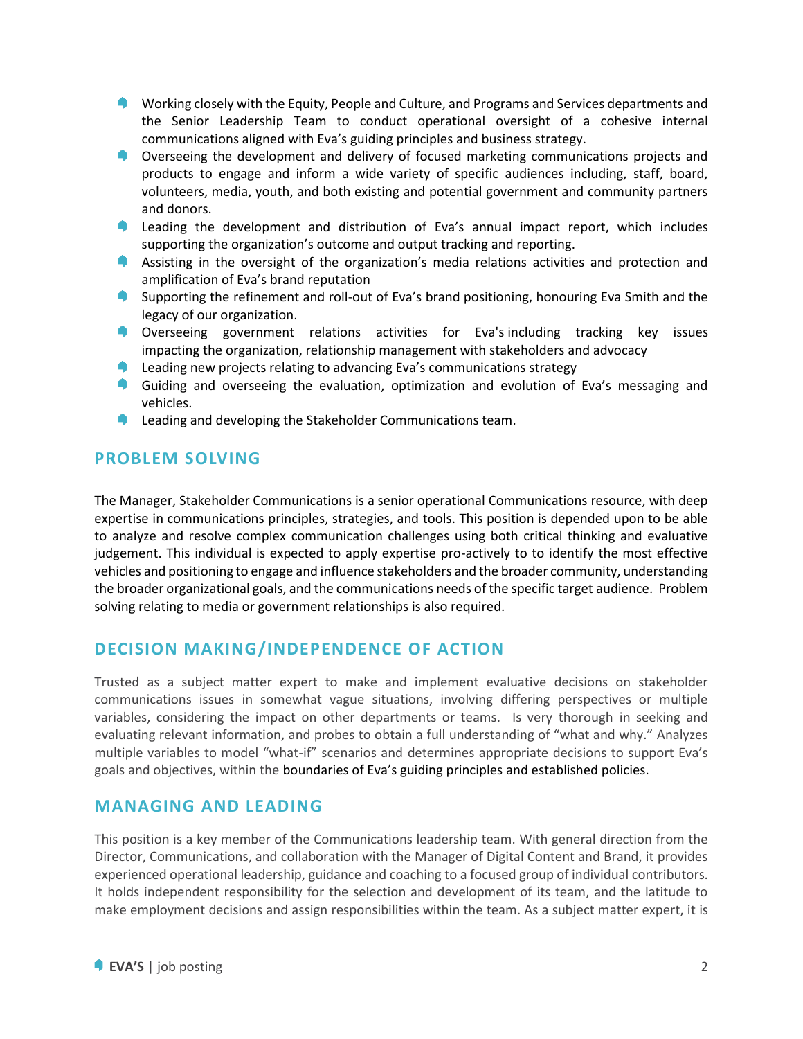- Working closely with the Equity, People and Culture, and Programs and Services departments and the Senior Leadership Team to conduct operational oversight of a cohesive internal communications aligned with Eva's guiding principles and business strategy.
- Overseeing the development and delivery of focused marketing communications projects and products to engage and inform a wide variety of specific audiences including, staff, board, volunteers, media, youth, and both existing and potential government and community partners and donors.
- Leading the development and distribution of Eva's annual impact report, which includes supporting the organization's outcome and output tracking and reporting.
- Assisting in the oversight of the organization's media relations activities and protection and amplification of Eva's brand reputation
- Supporting the refinement and roll-out of Eva's brand positioning, honouring Eva Smith and the legacy of our organization.
- Overseeing government relations activities for Eva's including tracking key issues impacting the organization, relationship management with stakeholders and advocacy
- Leading new projects relating to advancing Eva's communications strategy
- Guiding and overseeing the evaluation, optimization and evolution of Eva's messaging and vehicles.
- Leading and developing the Stakeholder Communications team.

## PROBLEM SOLVING

The Manager, Stakeholder Communications is a senior operational Communications resource, with deep expertise in communications principles, strategies, and tools. This position is depended upon to be able to analyze and resolve complex communication challenges using both critical thinking and evaluative judgement. This individual is expected to apply expertise pro-actively to to identify the most effective vehicles and positioning to engage and influence stakeholders and the broader community, understanding the broader organizational goals, and the communications needs of the specific target audience. Problem solving relating to media or government relationships is also required.

## DECISION MAKING/INDEPENDENCE OF ACTION

Trusted as a subject matter expert to make and implement evaluative decisions on stakeholder communications issues in somewhat vague situations, involving differing perspectives or multiple variables, considering the impact on other departments or teams. Is very thorough in seeking and evaluating relevant information, and probes to obtain a full understanding of "what and why." Analyzes multiple variables to model "what-if" scenarios and determines appropriate decisions to support Eva's goals and objectives, within the boundaries of Eva's guiding principles and established policies.

## MANAGING AND LEADING

This position is a key member of the Communications leadership team. With general direction from the Director, Communications, and collaboration with the Manager of Digital Content and Brand, it provides experienced operational leadership, guidance and coaching to a focused group of individual contributors. It holds independent responsibility for the selection and development of its team, and the latitude to make employment decisions and assign responsibilities within the team. As a subject matter expert, it is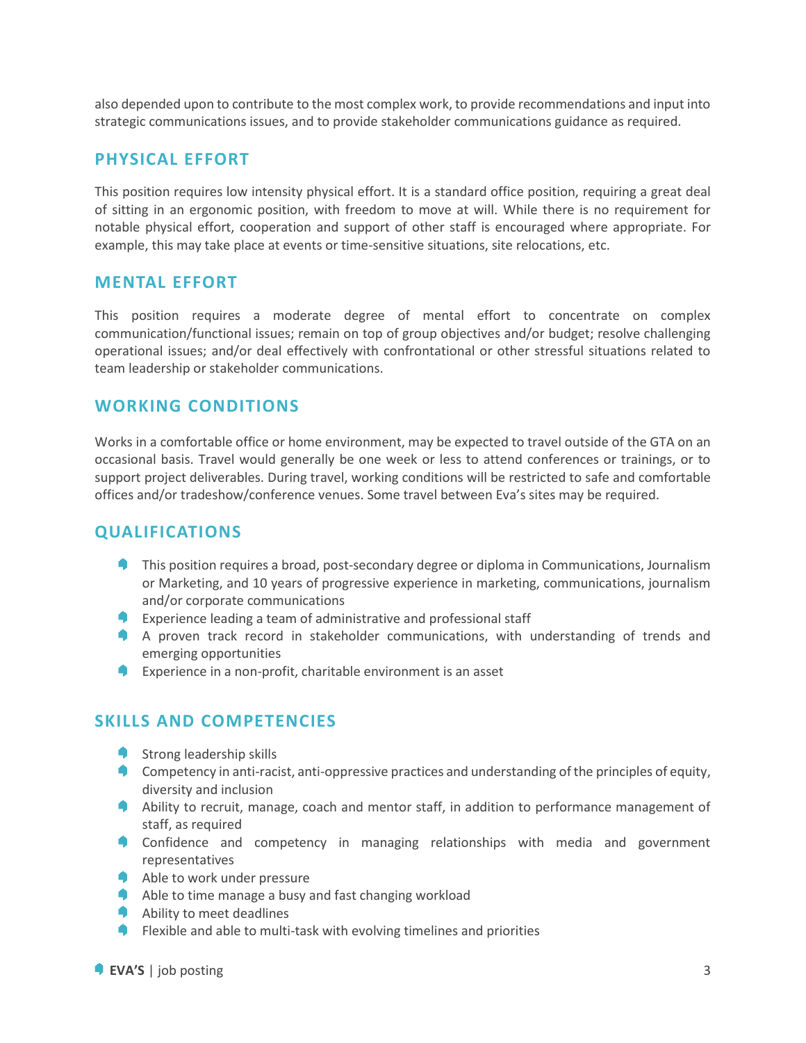also depended upon to contribute to the most complex work, to provide recommendations and input into strategic communications issues, and to provide stakeholder communications guidance as required.

## PHYSICAL EFFORT

This position requires low intensity physical effort. It is a standard office position, requiring a great deal of sitting in an ergonomic position, with freedom to move at will. While there is no requirement for notable physical effort, cooperation and support of other staff is encouraged where appropriate. For example, this may take place at events or time-sensitive situations, site relocations, etc.

## MENTAL EFFORT

This position requires a moderate degree of mental effort to concentrate on complex communication/functional issues; remain on top of group objectives and/or budget; resolve challenging operational issues; and/or deal effectively with confrontational or other stressful situations related to team leadership or stakeholder communications.

## WORKING CONDITIONS

Works in a comfortable office or home environment, may be expected to travel outside of the GTA on an occasional basis. Travel would generally be one week or less to attend conferences or trainings, or to support project deliverables. During travel, working conditions will be restricted to safe and comfortable offices and/or tradeshow/conference venues. Some travel between Eva's sites may be required.

## QUALIFICATIONS

- This position requires a broad, post-secondary degree or diploma in Communications, Journalism or Marketing, and 10 years of progressive experience in marketing, communications, journalism and/or corporate communications
- Experience leading a team of administrative and professional staff
- A proven track record in stakeholder communications, with understanding of trends and emerging opportunities
- Experience in a non-profit, charitable environment is an asset

## SKILLS AND COMPETENCIES

- Strong leadership skills
- Competency in anti-racist, anti-oppressive practices and understanding of the principles of equity, diversity and inclusion
- Ability to recruit, manage, coach and mentor staff, in addition to performance management of staff, as required
- Confidence and competency in managing relationships with media and government representatives
- Able to work under pressure
- Able to time manage a busy and fast changing workload
- Ability to meet deadlines
- Flexible and able to multi-task with evolving timelines and priorities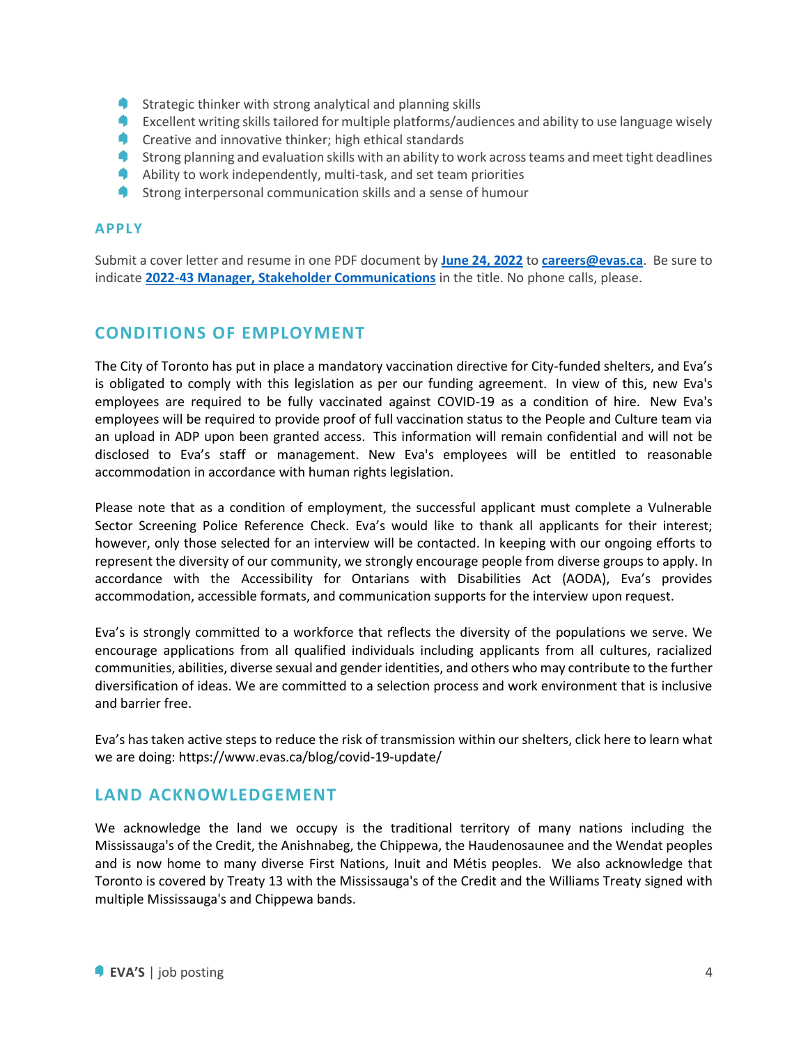- Strategic thinker with strong analytical and planning skills
- Excellent writing skills tailored for multiple platforms/audiences and ability to use language wisely
- Creative and innovative thinker; high ethical standards
- Strong planning and evaluation skills with an ability to work across teams and meet tight deadlines
- Ability to work independently, multi-task, and set team priorities
- Strong interpersonal communication skills and a sense of humour

### APPLY

Submit a cover letter and resume in one PDF document by **June 24, 2022** to **careers@evas.ca**. Be sure to indicate **2022-43 Manager, Stakeholder Communications** in the title. No phone calls, please.

## CONDITIONS OF EMPLOYMENT

The City of Toronto has put in place a mandatory vaccination directive for City-funded shelters, and Eva's is obligated to comply with this legislation as per our funding agreement. In view of this, new Eva's employees are required to be fully vaccinated against COVID-19 as a condition of hire. New Eva's employees will be required to provide proof of full vaccination status to the People and Culture team via an upload in ADP upon been granted access. This information will remain confidential and will not be disclosed to Eva's staff or management. New Eva's employees will be entitled to reasonable accommodation in accordance with human rights legislation.

Please note that as a condition of employment, the successful applicant must complete a Vulnerable Sector Screening Police Reference Check. Eva's would like to thank all applicants for their interest; however, only those selected for an interview will be contacted. In keeping with our ongoing efforts to represent the diversity of our community, we strongly encourage people from diverse groups to apply. In accordance with the Accessibility for Ontarians with Disabilities Act (AODA), Eva's provides accommodation, accessible formats, and communication supports for the interview upon request.

Eva's is strongly committed to a workforce that reflects the diversity of the populations we serve. We encourage applications from all qualified individuals including applicants from all cultures, racialized communities, abilities, diverse sexual and gender identities, and others who may contribute to the further diversification of ideas. We are committed to a selection process and work environment that is inclusive and barrier free.

Eva's has taken active steps to reduce the risk of transmission within our shelters, click here to learn what we are doing: https://www.evas.ca/blog/covid-19-update/

## LAND ACKNOWLEDGEMENT

We acknowledge the land we occupy is the traditional territory of many nations including the Mississauga's of the Credit, the Anishnabeg, the Chippewa, the Haudenosaunee and the Wendat peoples and is now home to many diverse First Nations, Inuit and Métis peoples. We also acknowledge that Toronto is covered by Treaty 13 with the Mississauga's of the Credit and the Williams Treaty signed with multiple Mississauga's and Chippewa bands.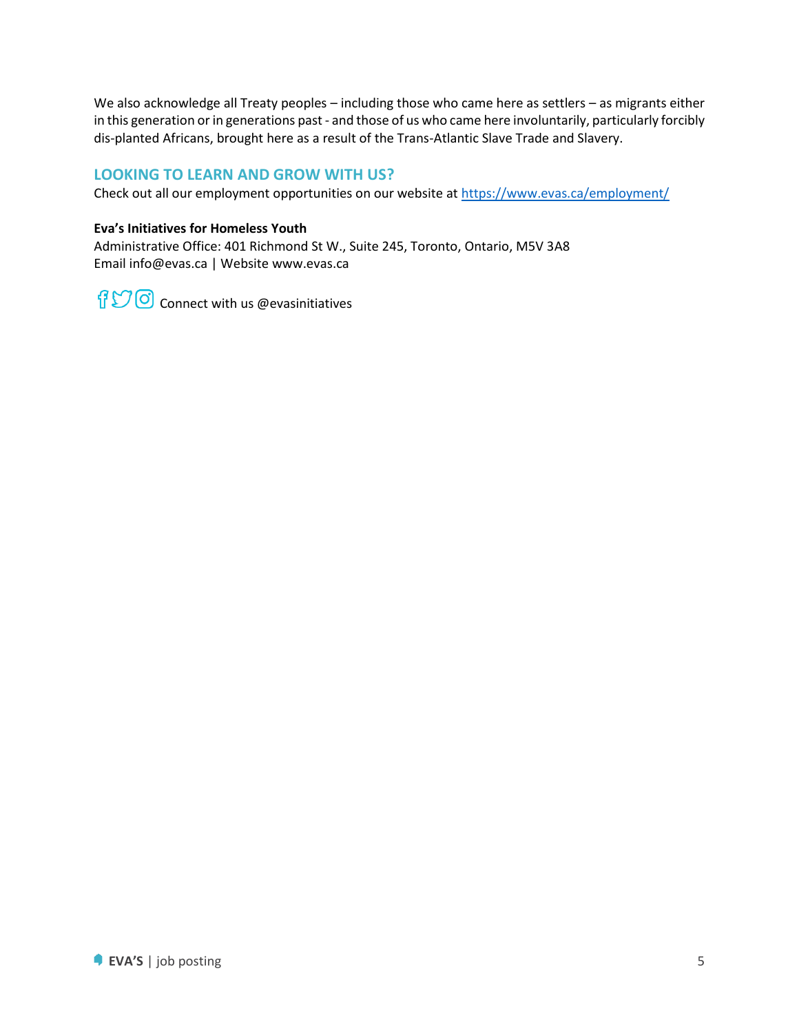We also acknowledge all Treaty peoples – including those who came here as settlers – as migrants either in this generation or in generations past - and those of us who came here involuntarily, particularly forcibly dis-planted Africans, brought here as a result of the Trans-Atlantic Slave Trade and Slavery.

## LOOKING TO LEARN AND GROW WITH US?

Check out all our employment opportunities on our website at https://www.evas.ca/employment/

**Eva's Initiatives for Homeless Youth**
Administrative Office: 401 Richmond St W., Suite 245, Toronto, Ontario, M5V 3A8
Email info@evas.ca | Website www.evas.ca

Connect with us @evasinitiatives